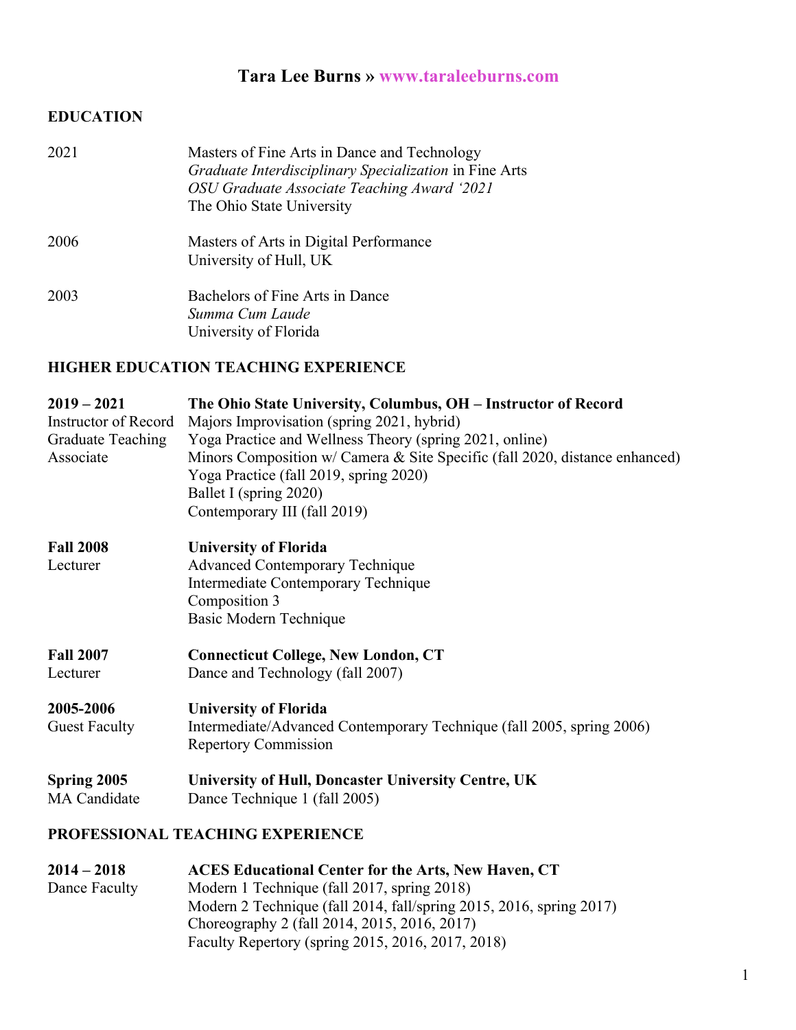# Tara Lee Burns » www.taraleeburns.com

## EDUCATION

2021 — Masters of Fine Arts in Dance and Technology
*Graduate Interdisciplinary Specialization* in Fine Arts
*OSU Graduate Associate Teaching Award '2021*
The Ohio State University

2006 — Masters of Arts in Digital Performance
University of Hull, UK

2003 — Bachelors of Fine Arts in Dance
*Summa Cum Laude*
University of Florida

## HIGHER EDUCATION TEACHING EXPERIENCE

**2019 – 2021** — **The Ohio State University, Columbus, OH – Instructor of Record**
Instructor of Record
Graduate Teaching Associate

Majors Improvisation (spring 2021, hybrid)
Yoga Practice and Wellness Theory (spring 2021, online)
Minors Composition w/ Camera & Site Specific (fall 2020, distance enhanced)
Yoga Practice (fall 2019, spring 2020)
Ballet I (spring 2020)
Contemporary III (fall 2019)

**Fall 2008** — **University of Florida**
Lecturer

Advanced Contemporary Technique
Intermediate Contemporary Technique
Composition 3
Basic Modern Technique

**Fall 2007** — **Connecticut College, New London, CT**
Lecturer

Dance and Technology (fall 2007)

**2005-2006** — **University of Florida**
Guest Faculty

Intermediate/Advanced Contemporary Technique (fall 2005, spring 2006)
Repertory Commission

**Spring 2005** — **University of Hull, Doncaster University Centre, UK**
MA Candidate

Dance Technique 1 (fall 2005)

## PROFESSIONAL TEACHING EXPERIENCE

**2014 – 2018** — **ACES Educational Center for the Arts, New Haven, CT**
Dance Faculty

Modern 1 Technique (fall 2017, spring 2018)
Modern 2 Technique (fall 2014, fall/spring 2015, 2016, spring 2017)
Choreography 2 (fall 2014, 2015, 2016, 2017)
Faculty Repertory (spring 2015, 2016, 2017, 2018)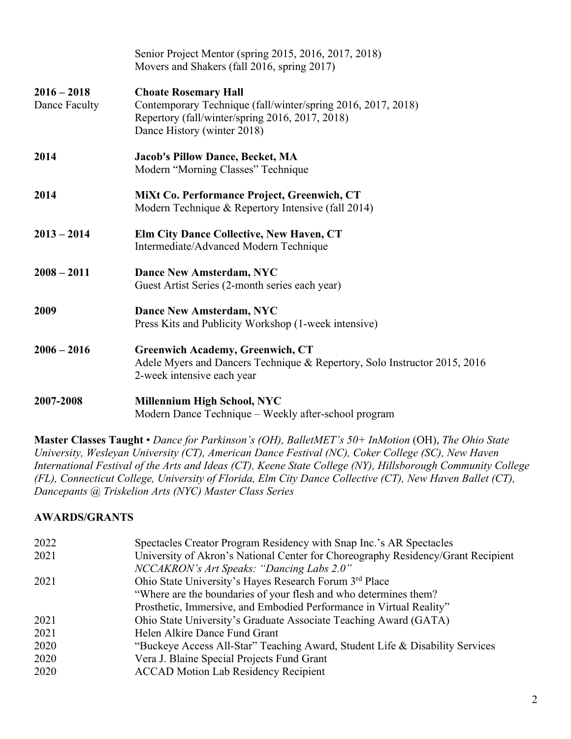Senior Project Mentor (spring 2015, 2016, 2017, 2018)
Movers and Shakers (fall 2016, spring 2017)

**2016 – 2018** — **Choate Rosemary Hall**
Dance Faculty
Contemporary Technique (fall/winter/spring 2016, 2017, 2018)
Repertory (fall/winter/spring 2016, 2017, 2018)
Dance History (winter 2018)

**2014** — **Jacob's Pillow Dance, Becket, MA**
Modern "Morning Classes" Technique

**2014** — **MiXt Co. Performance Project, Greenwich, CT**
Modern Technique & Repertory Intensive (fall 2014)

**2013 – 2014** — **Elm City Dance Collective, New Haven, CT**
Intermediate/Advanced Modern Technique

**2008 – 2011** — **Dance New Amsterdam, NYC**
Guest Artist Series (2-month series each year)

**2009** — **Dance New Amsterdam, NYC**
Press Kits and Publicity Workshop (1-week intensive)

**2006 – 2016** — **Greenwich Academy, Greenwich, CT**
Adele Myers and Dancers Technique & Repertory, Solo Instructor 2015, 2016
2-week intensive each year

**2007-2008** — **Millennium High School, NYC**
Modern Dance Technique – Weekly after-school program

**Master Classes Taught** • *Dance for Parkinson's (OH), BalletMET's 50+ InMotion* (OH), *The Ohio State University, Wesleyan University (CT), American Dance Festival (NC), Coker College (SC), New Haven International Festival of the Arts and Ideas (CT), Keene State College (NY), Hillsborough Community College (FL), Connecticut College, University of Florida, Elm City Dance Collective (CT), New Haven Ballet (CT), Dancepants @ Triskelion Arts (NYC) Master Class Series*

## AWARDS/GRANTS

2022 — Spectacles Creator Program Residency with Snap Inc.'s AR Spectacles

2021 — University of Akron's National Center for Choreography Residency/Grant Recipient
*NCCAKRON's Art Speaks: "Dancing Labs 2.0"*

2021 — Ohio State University's Hayes Research Forum 3rd Place
"Where are the boundaries of your flesh and who determines them?
Prosthetic, Immersive, and Embodied Performance in Virtual Reality"

2021 — Ohio State University's Graduate Associate Teaching Award (GATA)

2021 — Helen Alkire Dance Fund Grant

2020 — "Buckeye Access All-Star" Teaching Award, Student Life & Disability Services

2020 — Vera J. Blaine Special Projects Fund Grant

2020 — ACCAD Motion Lab Residency Recipient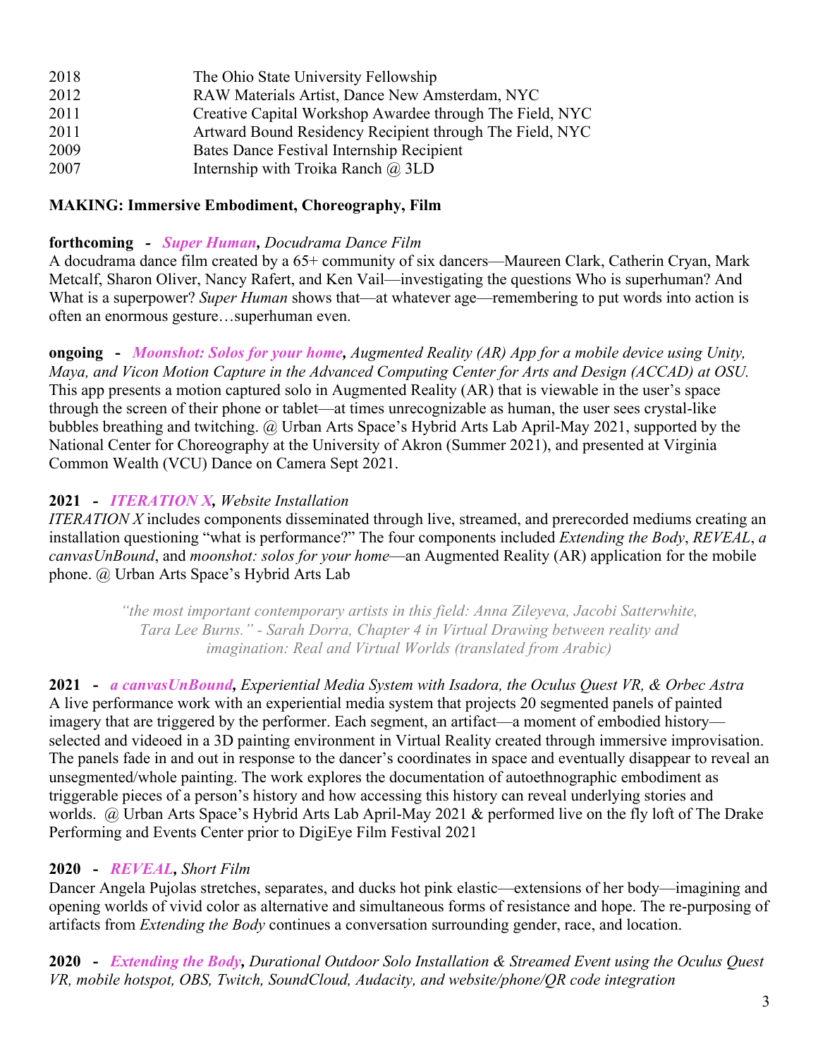| | |
|---|---|
| 2018 | The Ohio State University Fellowship |
| 2012 | RAW Materials Artist, Dance New Amsterdam, NYC |
| 2011 | Creative Capital Workshop Awardee through The Field, NYC |
| 2011 | Artward Bound Residency Recipient through The Field, NYC |
| 2009 | Bates Dance Festival Internship Recipient |
| 2007 | Internship with Troika Ranch @ 3LD |

**MAKING: Immersive Embodiment, Choreography, Film**

**forthcoming - *Super Human*,** *Docudrama Dance Film*
A docudrama dance film created by a 65+ community of six dancers—Maureen Clark, Catherin Cryan, Mark Metcalf, Sharon Oliver, Nancy Rafert, and Ken Vail—investigating the questions Who is superhuman? And What is a superpower? *Super Human* shows that—at whatever age—remembering to put words into action is often an enormous gesture…superhuman even.

**ongoing - *Moonshot: Solos for your home*,** *Augmented Reality (AR) App for a mobile device using Unity, Maya, and Vicon Motion Capture in the Advanced Computing Center for Arts and Design (ACCAD) at OSU.* This app presents a motion captured solo in Augmented Reality (AR) that is viewable in the user's space through the screen of their phone or tablet—at times unrecognizable as human, the user sees crystal-like bubbles breathing and twitching. @ Urban Arts Space's Hybrid Arts Lab April-May 2021, supported by the National Center for Choreography at the University of Akron (Summer 2021), and presented at Virginia Common Wealth (VCU) Dance on Camera Sept 2021.

**2021 - *ITERATION X*,** *Website Installation*
*ITERATION X* includes components disseminated through live, streamed, and prerecorded mediums creating an installation questioning "what is performance?" The four components included *Extending the Body*, *REVEAL*, *a canvasUnBound*, and *moonshot: solos for your home*—an Augmented Reality (AR) application for the mobile phone. @ Urban Arts Space's Hybrid Arts Lab

> *"the most important contemporary artists in this field: Anna Zileyeva, Jacobi Satterwhite, Tara Lee Burns." - Sarah Dorra, Chapter 4 in Virtual Drawing between reality and imagination: Real and Virtual Worlds (translated from Arabic)*

**2021 - *a canvasUnBound*,** *Experiential Media System with Isadora, the Oculus Quest VR, & Orbec Astra*
A live performance work with an experiential media system that projects 20 segmented panels of painted imagery that are triggered by the performer. Each segment, an artifact—a moment of embodied history—selected and videoed in a 3D painting environment in Virtual Reality created through immersive improvisation. The panels fade in and out in response to the dancer's coordinates in space and eventually disappear to reveal an unsegmented/whole painting. The work explores the documentation of autoethnographic embodiment as triggerable pieces of a person's history and how accessing this history can reveal underlying stories and worlds. @ Urban Arts Space's Hybrid Arts Lab April-May 2021 & performed live on the fly loft of The Drake Performing and Events Center prior to DigiEye Film Festival 2021

**2020 - *REVEAL*,** *Short Film*
Dancer Angela Pujolas stretches, separates, and ducks hot pink elastic—extensions of her body—imagining and opening worlds of vivid color as alternative and simultaneous forms of resistance and hope. The re-purposing of artifacts from *Extending the Body* continues a conversation surrounding gender, race, and location.

**2020 - *Extending the Body*,** *Durational Outdoor Solo Installation & Streamed Event using the Oculus Quest VR, mobile hotspot, OBS, Twitch, SoundCloud, Audacity, and website/phone/QR code integration*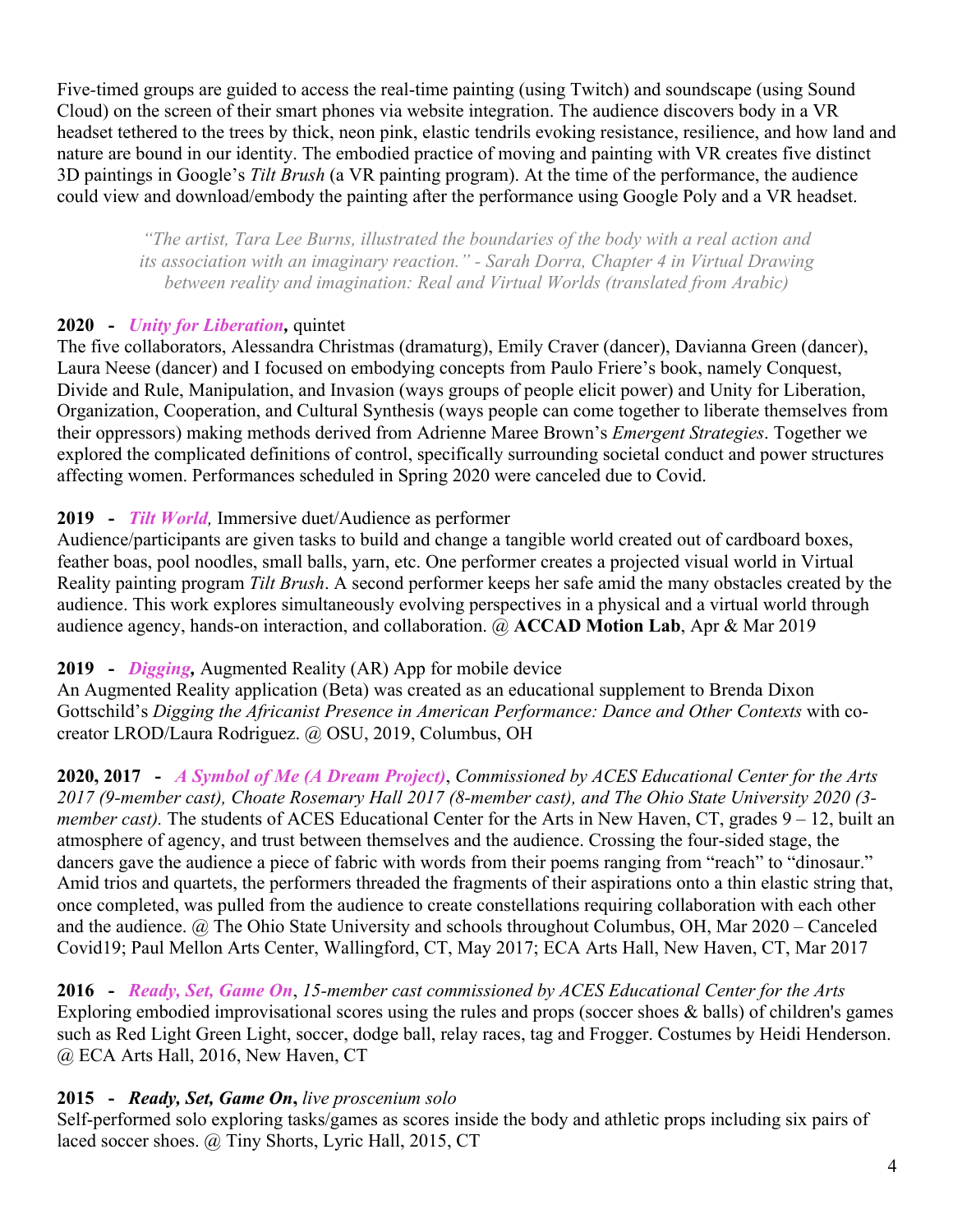Five-timed groups are guided to access the real-time painting (using Twitch) and soundscape (using Sound Cloud) on the screen of their smart phones via website integration. The audience discovers body in a VR headset tethered to the trees by thick, neon pink, elastic tendrils evoking resistance, resilience, and how land and nature are bound in our identity. The embodied practice of moving and painting with VR creates five distinct 3D paintings in Google's *Tilt Brush* (a VR painting program). At the time of the performance, the audience could view and download/embody the painting after the performance using Google Poly and a VR headset.

> *"The artist, Tara Lee Burns, illustrated the boundaries of the body with a real action and its association with an imaginary reaction." - Sarah Dorra, Chapter 4 in Virtual Drawing between reality and imagination: Real and Virtual Worlds (translated from Arabic)*

**2020 - *Unity for Liberation,*** quintet
The five collaborators, Alessandra Christmas (dramaturg), Emily Craver (dancer), Davianna Green (dancer), Laura Neese (dancer) and I focused on embodying concepts from Paulo Friere's book, namely Conquest, Divide and Rule, Manipulation, and Invasion (ways groups of people elicit power) and Unity for Liberation, Organization, Cooperation, and Cultural Synthesis (ways people can come together to liberate themselves from their oppressors) making methods derived from Adrienne Maree Brown's *Emergent Strategies*. Together we explored the complicated definitions of control, specifically surrounding societal conduct and power structures affecting women. Performances scheduled in Spring 2020 were canceled due to Covid.

**2019 - *Tilt World,*** Immersive duet/Audience as performer
Audience/participants are given tasks to build and change a tangible world created out of cardboard boxes, feather boas, pool noodles, small balls, yarn, etc. One performer creates a projected visual world in Virtual Reality painting program *Tilt Brush*. A second performer keeps her safe amid the many obstacles created by the audience. This work explores simultaneously evolving perspectives in a physical and a virtual world through audience agency, hands-on interaction, and collaboration. @ **ACCAD Motion Lab**, Apr & Mar 2019

**2019 - *Digging,*** Augmented Reality (AR) App for mobile device
An Augmented Reality application (Beta) was created as an educational supplement to Brenda Dixon Gottschild's *Digging the Africanist Presence in American Performance: Dance and Other Contexts* with co-creator LROD/Laura Rodriguez. @ OSU, 2019, Columbus, OH

**2020, 2017 - *A Symbol of Me (A Dream Project)***, *Commissioned by ACES Educational Center for the Arts 2017 (9-member cast), Choate Rosemary Hall 2017 (8-member cast), and The Ohio State University 2020 (3-member cast).* The students of ACES Educational Center for the Arts in New Haven, CT, grades 9 – 12, built an atmosphere of agency, and trust between themselves and the audience. Crossing the four-sided stage, the dancers gave the audience a piece of fabric with words from their poems ranging from "reach" to "dinosaur." Amid trios and quartets, the performers threaded the fragments of their aspirations onto a thin elastic string that, once completed, was pulled from the audience to create constellations requiring collaboration with each other and the audience. @ The Ohio State University and schools throughout Columbus, OH, Mar 2020 – Canceled Covid19; Paul Mellon Arts Center, Wallingford, CT, May 2017; ECA Arts Hall, New Haven, CT, Mar 2017

**2016 - *Ready, Set, Game On***, *15-member cast commissioned by ACES Educational Center for the Arts*
Exploring embodied improvisational scores using the rules and props (soccer shoes & balls) of children's games such as Red Light Green Light, soccer, dodge ball, relay races, tag and Frogger. Costumes by Heidi Henderson. @ ECA Arts Hall, 2016, New Haven, CT

**2015 - *Ready, Set, Game On*,** *live proscenium solo*
Self-performed solo exploring tasks/games as scores inside the body and athletic props including six pairs of laced soccer shoes. @ Tiny Shorts, Lyric Hall, 2015, CT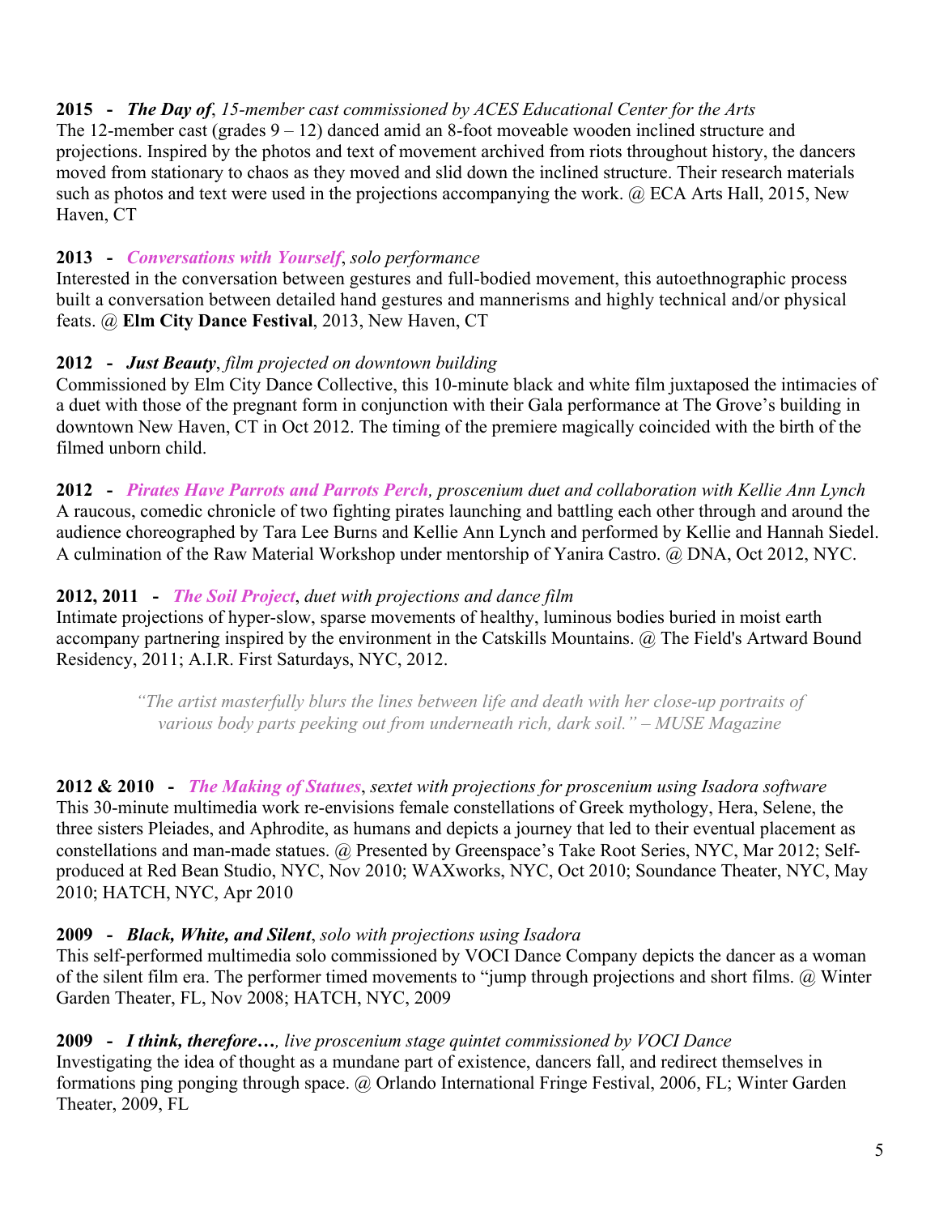**2015 - *The Day of***, *15-member cast commissioned by ACES Educational Center for the Arts*
The 12-member cast (grades 9 – 12) danced amid an 8-foot moveable wooden inclined structure and projections. Inspired by the photos and text of movement archived from riots throughout history, the dancers moved from stationary to chaos as they moved and slid down the inclined structure. Their research materials such as photos and text were used in the projections accompanying the work. @ ECA Arts Hall, 2015, New Haven, CT

**2013 - *Conversations with Yourself***, *solo performance*
Interested in the conversation between gestures and full-bodied movement, this autoethnographic process built a conversation between detailed hand gestures and mannerisms and highly technical and/or physical feats. @ **Elm City Dance Festival**, 2013, New Haven, CT

**2012 - *Just Beauty***, *film projected on downtown building*
Commissioned by Elm City Dance Collective, this 10-minute black and white film juxtaposed the intimacies of a duet with those of the pregnant form in conjunction with their Gala performance at The Grove's building in downtown New Haven, CT in Oct 2012. The timing of the premiere magically coincided with the birth of the filmed unborn child.

**2012 - *Pirates Have Parrots and Parrots Perch***, *proscenium duet and collaboration with Kellie Ann Lynch*
A raucous, comedic chronicle of two fighting pirates launching and battling each other through and around the audience choreographed by Tara Lee Burns and Kellie Ann Lynch and performed by Kellie and Hannah Siedel. A culmination of the Raw Material Workshop under mentorship of Yanira Castro. @ DNA, Oct 2012, NYC.

**2012, 2011 - *The Soil Project***, *duet with projections and dance film*
Intimate projections of hyper-slow, sparse movements of healthy, luminous bodies buried in moist earth accompany partnering inspired by the environment in the Catskills Mountains. @ The Field's Artward Bound Residency, 2011; A.I.R. First Saturdays, NYC, 2012.

> *"The artist masterfully blurs the lines between life and death with her close-up portraits of various body parts peeking out from underneath rich, dark soil." – MUSE Magazine*

**2012 & 2010 - *The Making of Statues***, *sextet with projections for proscenium using Isadora software*
This 30-minute multimedia work re-envisions female constellations of Greek mythology, Hera, Selene, the three sisters Pleiades, and Aphrodite, as humans and depicts a journey that led to their eventual placement as constellations and man-made statues. @ Presented by Greenspace's Take Root Series, NYC, Mar 2012; Self-produced at Red Bean Studio, NYC, Nov 2010; WAXworks, NYC, Oct 2010; Soundance Theater, NYC, May 2010; HATCH, NYC, Apr 2010

**2009 - *Black, White, and Silent***, *solo with projections using Isadora*
This self-performed multimedia solo commissioned by VOCI Dance Company depicts the dancer as a woman of the silent film era. The performer timed movements to "jump through projections and short films. @ Winter Garden Theater, FL, Nov 2008; HATCH, NYC, 2009

**2009 - *I think, therefore…***, *live proscenium stage quintet commissioned by VOCI Dance*
Investigating the idea of thought as a mundane part of existence, dancers fall, and redirect themselves in formations ping ponging through space. @ Orlando International Fringe Festival, 2006, FL; Winter Garden Theater, 2009, FL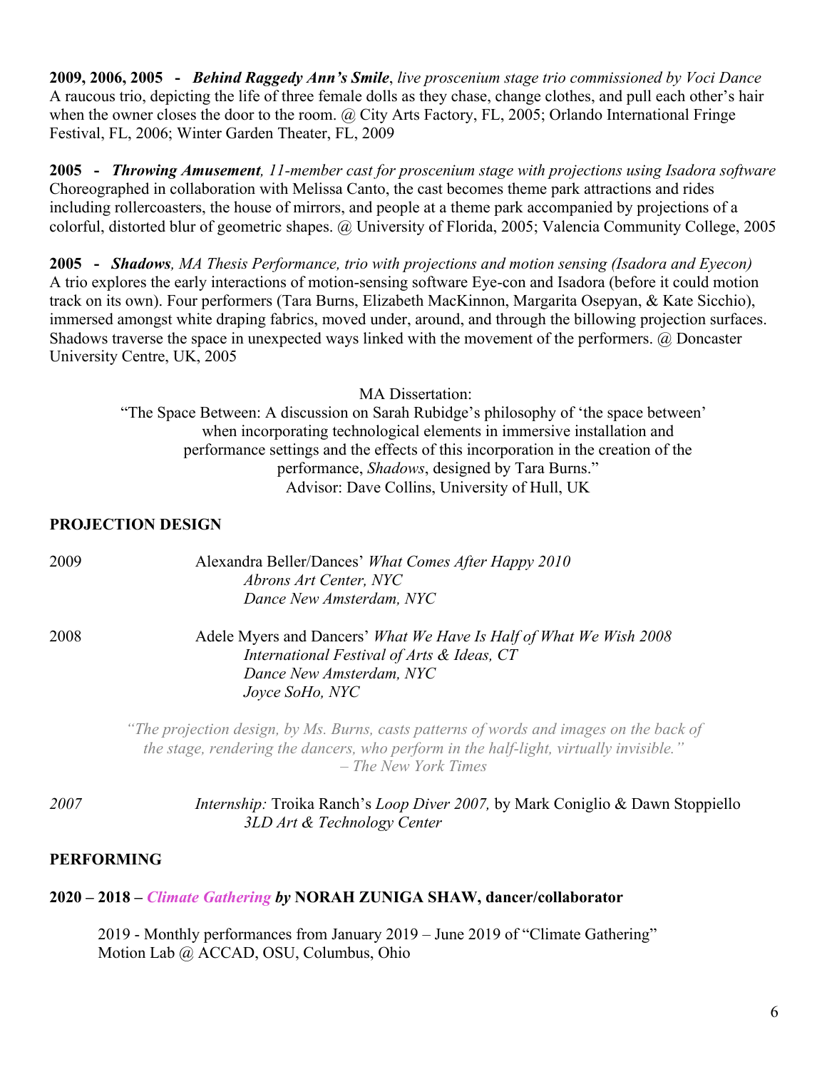**2009, 2006, 2005 - *Behind Raggedy Ann's Smile***, *live proscenium stage trio commissioned by Voci Dance*
A raucous trio, depicting the life of three female dolls as they chase, change clothes, and pull each other's hair when the owner closes the door to the room. @ City Arts Factory, FL, 2005; Orlando International Fringe Festival, FL, 2006; Winter Garden Theater, FL, 2009

**2005 - *Throwing Amusement***, *11-member cast for proscenium stage with projections using Isadora software*
Choreographed in collaboration with Melissa Canto, the cast becomes theme park attractions and rides including rollercoasters, the house of mirrors, and people at a theme park accompanied by projections of a colorful, distorted blur of geometric shapes. @ University of Florida, 2005; Valencia Community College, 2005

**2005 - *Shadows***, *MA Thesis Performance, trio with projections and motion sensing (Isadora and Eyecon)*
A trio explores the early interactions of motion-sensing software Eye-con and Isadora (before it could motion track on its own). Four performers (Tara Burns, Elizabeth MacKinnon, Margarita Osepyan, & Kate Sicchio), immersed amongst white draping fabrics, moved under, around, and through the billowing projection surfaces. Shadows traverse the space in unexpected ways linked with the movement of the performers. @ Doncaster University Centre, UK, 2005

MA Dissertation:
"The Space Between: A discussion on Sarah Rubidge's philosophy of 'the space between' when incorporating technological elements in immersive installation and performance settings and the effects of this incorporation in the creation of the performance, *Shadows*, designed by Tara Burns."
Advisor: Dave Collins, University of Hull, UK

## PROJECTION DESIGN

2009 Alexandra Beller/Dances' *What Comes After Happy 2010*
*Abrons Art Center, NYC*
*Dance New Amsterdam, NYC*

2008 Adele Myers and Dancers' *What We Have Is Half of What We Wish 2008*
*International Festival of Arts & Ideas, CT*
*Dance New Amsterdam, NYC*
*Joyce SoHo, NYC*

*"The projection design, by Ms. Burns, casts patterns of words and images on the back of the stage, rendering the dancers, who perform in the half-light, virtually invisible."*
*– The New York Times*

*2007* *Internship:* Troika Ranch's *Loop Diver 2007,* by Mark Coniglio & Dawn Stoppiello
*3LD Art & Technology Center*

## PERFORMING

**2020 – 2018 – *Climate Gathering by* NORAH ZUNIGA SHAW, dancer/collaborator**

2019 - Monthly performances from January 2019 – June 2019 of "Climate Gathering"
Motion Lab @ ACCAD, OSU, Columbus, Ohio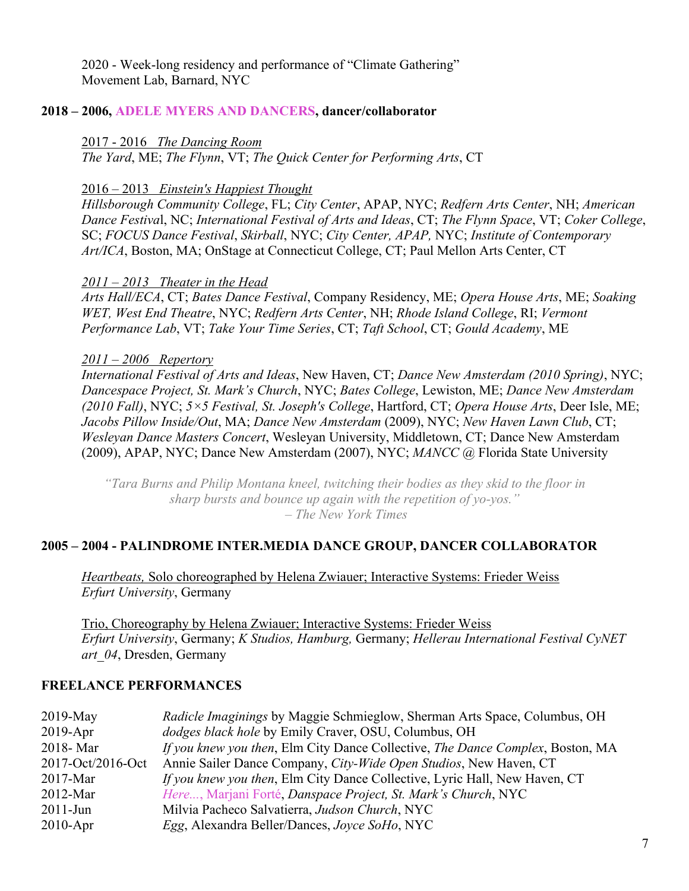2020 - Week-long residency and performance of "Climate Gathering"
Movement Lab, Barnard, NYC

**2018 – 2006, ADELE MYERS AND DANCERS, dancer/collaborator**

2017 - 2016 *The Dancing Room*
*The Yard*, ME; *The Flynn*, VT; *The Quick Center for Performing Arts*, CT

2016 – 2013 *Einstein's Happiest Thought*
*Hillsborough Community College*, FL; *City Center*, APAP, NYC; *Redfern Arts Center*, NH; *American Dance Festiva*l, NC; *International Festival of Arts and Ideas*, CT; *The Flynn Space*, VT; *Coker College*, SC; *FOCUS Dance Festival*, *Skirball*, NYC; *City Center, APAP,* NYC; *Institute of Contemporary Art/ICA*, Boston, MA; OnStage at Connecticut College, CT; Paul Mellon Arts Center, CT

*2011 – 2013 Theater in the Head*
*Arts Hall/ECA*, CT; *Bates Dance Festival*, Company Residency, ME; *Opera House Arts*, ME; *Soaking WET, West End Theatre*, NYC; *Redfern Arts Center*, NH; *Rhode Island College*, RI; *Vermont Performance Lab*, VT; *Take Your Time Series*, CT; *Taft School*, CT; *Gould Academy*, ME

*2011 – 2006 Repertory*
*International Festival of Arts and Ideas*, New Haven, CT; *Dance New Amsterdam (2010 Spring)*, NYC; *Dancespace Project, St. Mark's Church*, NYC; *Bates College*, Lewiston, ME; *Dance New Amsterdam (2010 Fall)*, NYC; *5×5 Festival, St. Joseph's College*, Hartford, CT; *Opera House Arts*, Deer Isle, ME; *Jacobs Pillow Inside/Out*, MA; *Dance New Amsterdam* (2009), NYC; *New Haven Lawn Club*, CT; *Wesleyan Dance Masters Concert*, Wesleyan University, Middletown, CT; Dance New Amsterdam (2009), APAP, NYC; Dance New Amsterdam (2007), NYC; *MANCC* @ Florida State University

*"Tara Burns and Philip Montana kneel, twitching their bodies as they skid to the floor in sharp bursts and bounce up again with the repetition of yo-yos."*
*– The New York Times*

**2005 – 2004 - PALINDROME INTER.MEDIA DANCE GROUP, DANCER COLLABORATOR**

*Heartbeats,* Solo choreographed by Helena Zwiauer; Interactive Systems: Frieder Weiss
*Erfurt University*, Germany

Trio, Choreography by Helena Zwiauer; Interactive Systems: Frieder Weiss
*Erfurt University*, Germany; *K Studios, Hamburg,* Germany; *Hellerau International Festival CyNET art_04*, Dresden, Germany

**FREELANCE PERFORMANCES**

| | |
|---|---|
| 2019-May | *Radicle Imaginings* by Maggie Schmieglow, Sherman Arts Space, Columbus, OH |
| 2019-Apr | *dodges black hole* by Emily Craver, OSU, Columbus, OH |
| 2018- Mar | *If you knew you then*, Elm City Dance Collective, *The Dance Complex*, Boston, MA |
| 2017-Oct/2016-Oct | Annie Sailer Dance Company, *City-Wide Open Studios*, New Haven, CT |
| 2017-Mar | *If you knew you then*, Elm City Dance Collective, Lyric Hall, New Haven, CT |
| 2012-Mar | *Here...*, Marjani Forté, *Danspace Project, St. Mark's Church*, NYC |
| 2011-Jun | Milvia Pacheco Salvatierra, *Judson Church*, NYC |
| 2010-Apr | *Egg*, Alexandra Beller/Dances, *Joyce SoHo*, NYC |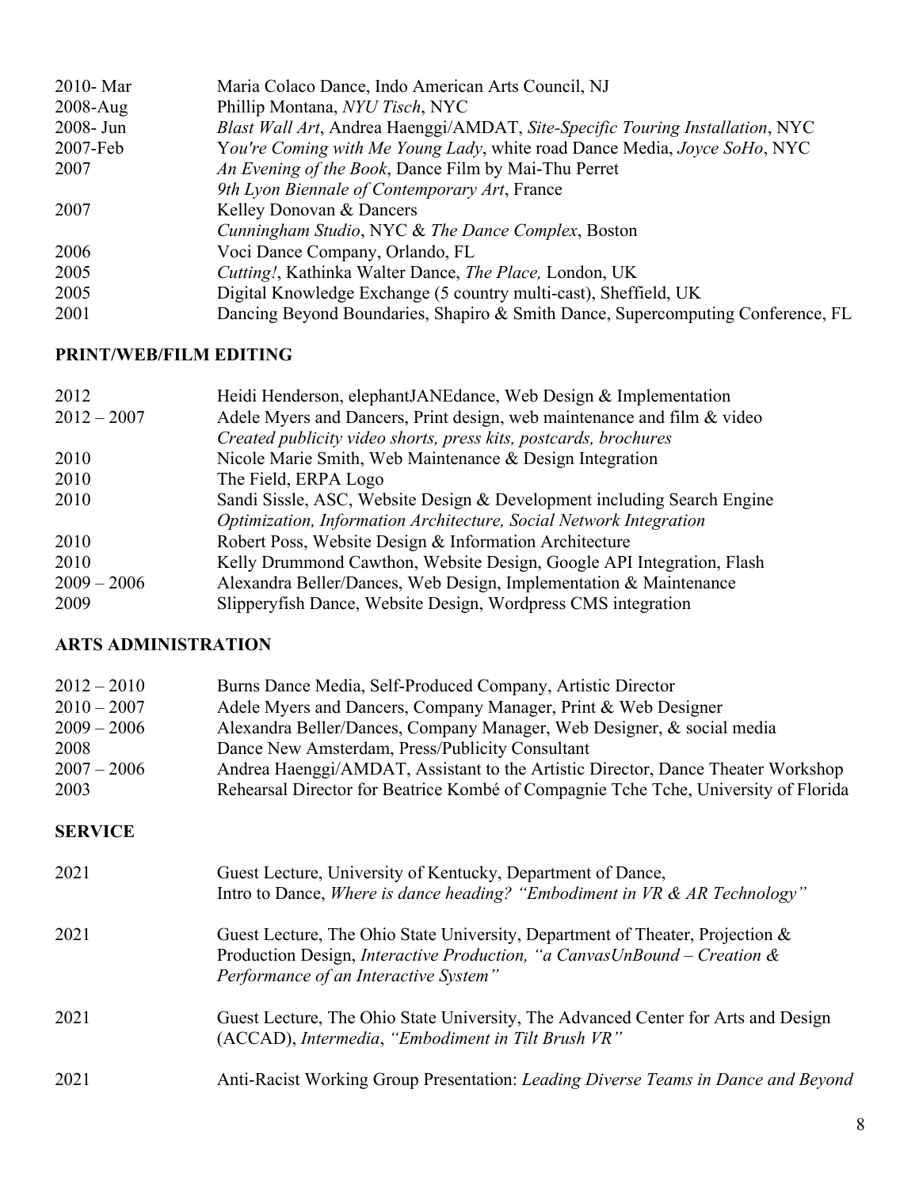| | |
|---|---|
| 2010- Mar | Maria Colaco Dance, Indo American Arts Council, NJ |
| 2008-Aug | Phillip Montana, *NYU Tisch*, NYC |
| 2008- Jun | *Blast Wall Art*, Andrea Haenggi/AMDAT, *Site-Specific Touring Installation*, NYC |
| 2007-Feb | *You're Coming with Me Young Lady*, white road Dance Media, *Joyce SoHo*, NYC |
| 2007 | *An Evening of the Book*, Dance Film by Mai-Thu Perret<br>*9th Lyon Biennale of Contemporary Art*, France |
| 2007 | Kelley Donovan & Dancers<br>*Cunningham Studio*, NYC & *The Dance Complex*, Boston |
| 2006 | Voci Dance Company, Orlando, FL |
| 2005 | *Cutting!*, Kathinka Walter Dance, *The Place,* London, UK |
| 2005 | Digital Knowledge Exchange (5 country multi-cast), Sheffield, UK |
| 2001 | Dancing Beyond Boundaries, Shapiro & Smith Dance, Supercomputing Conference, FL |

## PRINT/WEB/FILM EDITING

| | |
|---|---|
| 2012 | Heidi Henderson, elephantJANEdance, Web Design & Implementation |
| 2012 – 2007 | Adele Myers and Dancers, Print design, web maintenance and film & video<br>*Created publicity video shorts, press kits, postcards, brochures* |
| 2010 | Nicole Marie Smith, Web Maintenance & Design Integration |
| 2010 | The Field, ERPA Logo |
| 2010 | Sandi Sissle, ASC, Website Design & Development including Search Engine<br>*Optimization, Information Architecture, Social Network Integration* |
| 2010 | Robert Poss, Website Design & Information Architecture |
| 2010 | Kelly Drummond Cawthon, Website Design, Google API Integration, Flash |
| 2009 – 2006 | Alexandra Beller/Dances, Web Design, Implementation & Maintenance |
| 2009 | Slipperyfish Dance, Website Design, Wordpress CMS integration |

## ARTS ADMINISTRATION

| | |
|---|---|
| 2012 – 2010 | Burns Dance Media, Self-Produced Company, Artistic Director |
| 2010 – 2007 | Adele Myers and Dancers, Company Manager, Print & Web Designer |
| 2009 – 2006 | Alexandra Beller/Dances, Company Manager, Web Designer, & social media |
| 2008 | Dance New Amsterdam, Press/Publicity Consultant |
| 2007 – 2006 | Andrea Haenggi/AMDAT, Assistant to the Artistic Director, Dance Theater Workshop |
| 2003 | Rehearsal Director for Beatrice Kombé of Compagnie Tche Tche, University of Florida |

## SERVICE

| | |
|---|---|
| 2021 | Guest Lecture, University of Kentucky, Department of Dance,<br>Intro to Dance, *Where is dance heading? "Embodiment in VR & AR Technology"* |
| 2021 | Guest Lecture, The Ohio State University, Department of Theater, Projection &<br>Production Design, *Interactive Production, "a CanvasUnBound – Creation & Performance of an Interactive System"* |
| 2021 | Guest Lecture, The Ohio State University, The Advanced Center for Arts and Design<br>(ACCAD), *Intermedia*, *"Embodiment in Tilt Brush VR"* |
| 2021 | Anti-Racist Working Group Presentation: *Leading Diverse Teams in Dance and Beyond* |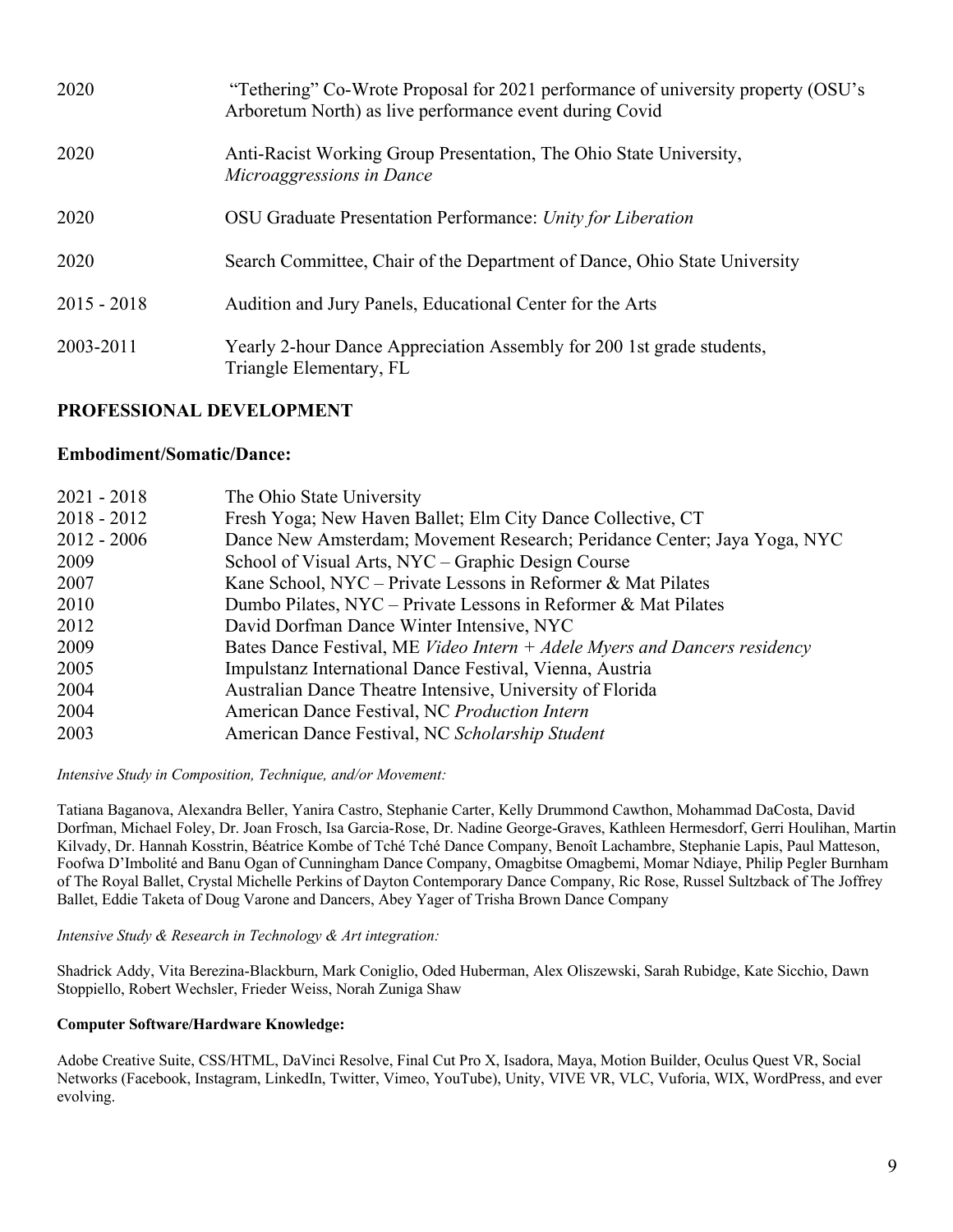| | |
|---|---|
| 2020 | "Tethering" Co-Wrote Proposal for 2021 performance of university property (OSU's Arboretum North) as live performance event during Covid |
| 2020 | Anti-Racist Working Group Presentation, The Ohio State University, *Microaggressions in Dance* |
| 2020 | OSU Graduate Presentation Performance: *Unity for Liberation* |
| 2020 | Search Committee, Chair of the Department of Dance, Ohio State University |
| 2015 - 2018 | Audition and Jury Panels, Educational Center for the Arts |
| 2003-2011 | Yearly 2-hour Dance Appreciation Assembly for 200 1st grade students, Triangle Elementary, FL |

## PROFESSIONAL DEVELOPMENT

### Embodiment/Somatic/Dance:

| | |
|---|---|
| 2021 - 2018 | The Ohio State University |
| 2018 - 2012 | Fresh Yoga; New Haven Ballet; Elm City Dance Collective, CT |
| 2012 - 2006 | Dance New Amsterdam; Movement Research; Peridance Center; Jaya Yoga, NYC |
| 2009 | School of Visual Arts, NYC – Graphic Design Course |
| 2007 | Kane School, NYC – Private Lessons in Reformer & Mat Pilates |
| 2010 | Dumbo Pilates, NYC – Private Lessons in Reformer & Mat Pilates |
| 2012 | David Dorfman Dance Winter Intensive, NYC |
| 2009 | Bates Dance Festival, ME *Video Intern + Adele Myers and Dancers residency* |
| 2005 | Impulstanz International Dance Festival, Vienna, Austria |
| 2004 | Australian Dance Theatre Intensive, University of Florida |
| 2004 | American Dance Festival, NC *Production Intern* |
| 2003 | American Dance Festival, NC *Scholarship Student* |

*Intensive Study in Composition, Technique, and/or Movement:*

Tatiana Baganova, Alexandra Beller, Yanira Castro, Stephanie Carter, Kelly Drummond Cawthon, Mohammad DaCosta, David Dorfman, Michael Foley, Dr. Joan Frosch, Isa Garcia-Rose, Dr. Nadine George-Graves, Kathleen Hermesdorf, Gerri Houlihan, Martin Kilvady, Dr. Hannah Kosstrin, Béatrice Kombe of Tché Tché Dance Company, Benoît Lachambre, Stephanie Lapis, Paul Matteson, Foofwa D'Imbolité and Banu Ogan of Cunningham Dance Company, Omagbitse Omagbemi, Momar Ndiaye, Philip Pegler Burnham of The Royal Ballet, Crystal Michelle Perkins of Dayton Contemporary Dance Company, Ric Rose, Russel Sultzback of The Joffrey Ballet, Eddie Taketa of Doug Varone and Dancers, Abey Yager of Trisha Brown Dance Company

*Intensive Study & Research in Technology & Art integration:*

Shadrick Addy, Vita Berezina-Blackburn, Mark Coniglio, Oded Huberman, Alex Oliszewski, Sarah Rubidge, Kate Sicchio, Dawn Stoppiello, Robert Wechsler, Frieder Weiss, Norah Zuniga Shaw

**Computer Software/Hardware Knowledge:**

Adobe Creative Suite, CSS/HTML, DaVinci Resolve, Final Cut Pro X, Isadora, Maya, Motion Builder, Oculus Quest VR, Social Networks (Facebook, Instagram, LinkedIn, Twitter, Vimeo, YouTube), Unity, VIVE VR, VLC, Vuforia, WIX, WordPress, and ever evolving.